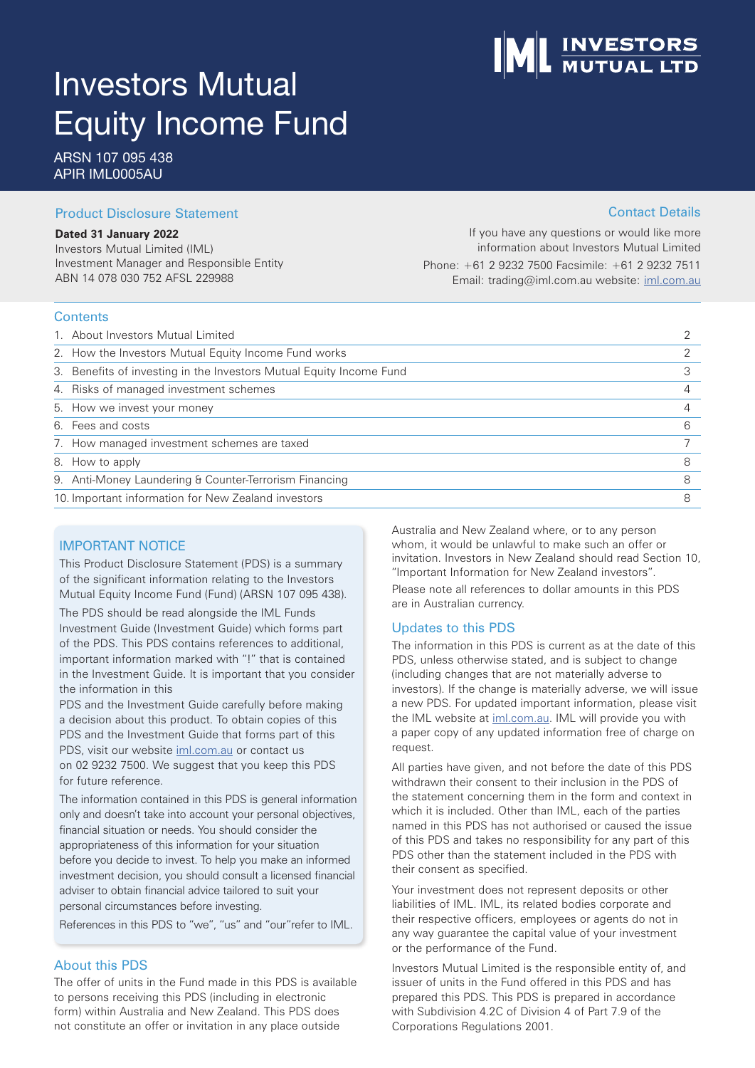# Investors Mutual Equity Income Fund

ARSN 107 095 438
APIR IML0005AU

INVESTORS MUTUAL LTD

## Product Disclosure Statement

**Dated 31 January 2022**
Investors Mutual Limited (IML)
Investment Manager and Responsible Entity
ABN 14 078 030 752 AFSL 229988

## Contact Details

If you have any questions or would like more information about Investors Mutual Limited
Phone: +61 2 9232 7500 Facsimile: +61 2 9232 7511
Email: trading@iml.com.au website: iml.com.au

## Contents

| | |
|---|---|
| 1. About Investors Mutual Limited | 2 |
| 2. How the Investors Mutual Equity Income Fund works | 2 |
| 3. Benefits of investing in the Investors Mutual Equity Income Fund | 3 |
| 4. Risks of managed investment schemes | 4 |
| 5. How we invest your money | 4 |
| 6. Fees and costs | 6 |
| 7. How managed investment schemes are taxed | 7 |
| 8. How to apply | 8 |
| 9. Anti-Money Laundering & Counter-Terrorism Financing | 8 |
| 10. Important information for New Zealand investors | 8 |

## IMPORTANT NOTICE

This Product Disclosure Statement (PDS) is a summary of the significant information relating to the Investors Mutual Equity Income Fund (Fund) (ARSN 107 095 438).

The PDS should be read alongside the IML Funds Investment Guide (Investment Guide) which forms part of the PDS. This PDS contains references to additional, important information marked with "!" that is contained in the Investment Guide. It is important that you consider the information in this

PDS and the Investment Guide carefully before making a decision about this product. To obtain copies of this PDS and the Investment Guide that forms part of this PDS, visit our website iml.com.au or contact us on 02 9232 7500. We suggest that you keep this PDS for future reference.

The information contained in this PDS is general information only and doesn't take into account your personal objectives, financial situation or needs. You should consider the appropriateness of this information for your situation before you decide to invest. To help you make an informed investment decision, you should consult a licensed financial adviser to obtain financial advice tailored to suit your personal circumstances before investing.

References in this PDS to "we", "us" and "our"refer to IML.

## About this PDS

The offer of units in the Fund made in this PDS is available to persons receiving this PDS (including in electronic form) within Australia and New Zealand. This PDS does not constitute an offer or invitation in any place outside Australia and New Zealand where, or to any person whom, it would be unlawful to make such an offer or invitation. Investors in New Zealand should read Section 10, "Important Information for New Zealand investors".

Please note all references to dollar amounts in this PDS are in Australian currency.

## Updates to this PDS

The information in this PDS is current as at the date of this PDS, unless otherwise stated, and is subject to change (including changes that are not materially adverse to investors). If the change is materially adverse, we will issue a new PDS. For updated important information, please visit the IML website at iml.com.au. IML will provide you with a paper copy of any updated information free of charge on request.

All parties have given, and not before the date of this PDS withdrawn their consent to their inclusion in the PDS of the statement concerning them in the form and context in which it is included. Other than IML, each of the parties named in this PDS has not authorised or caused the issue of this PDS and takes no responsibility for any part of this PDS other than the statement included in the PDS with their consent as specified.

Your investment does not represent deposits or other liabilities of IML. IML, its related bodies corporate and their respective officers, employees or agents do not in any way guarantee the capital value of your investment or the performance of the Fund.

Investors Mutual Limited is the responsible entity of, and issuer of units in the Fund offered in this PDS and has prepared this PDS. This PDS is prepared in accordance with Subdivision 4.2C of Division 4 of Part 7.9 of the Corporations Regulations 2001.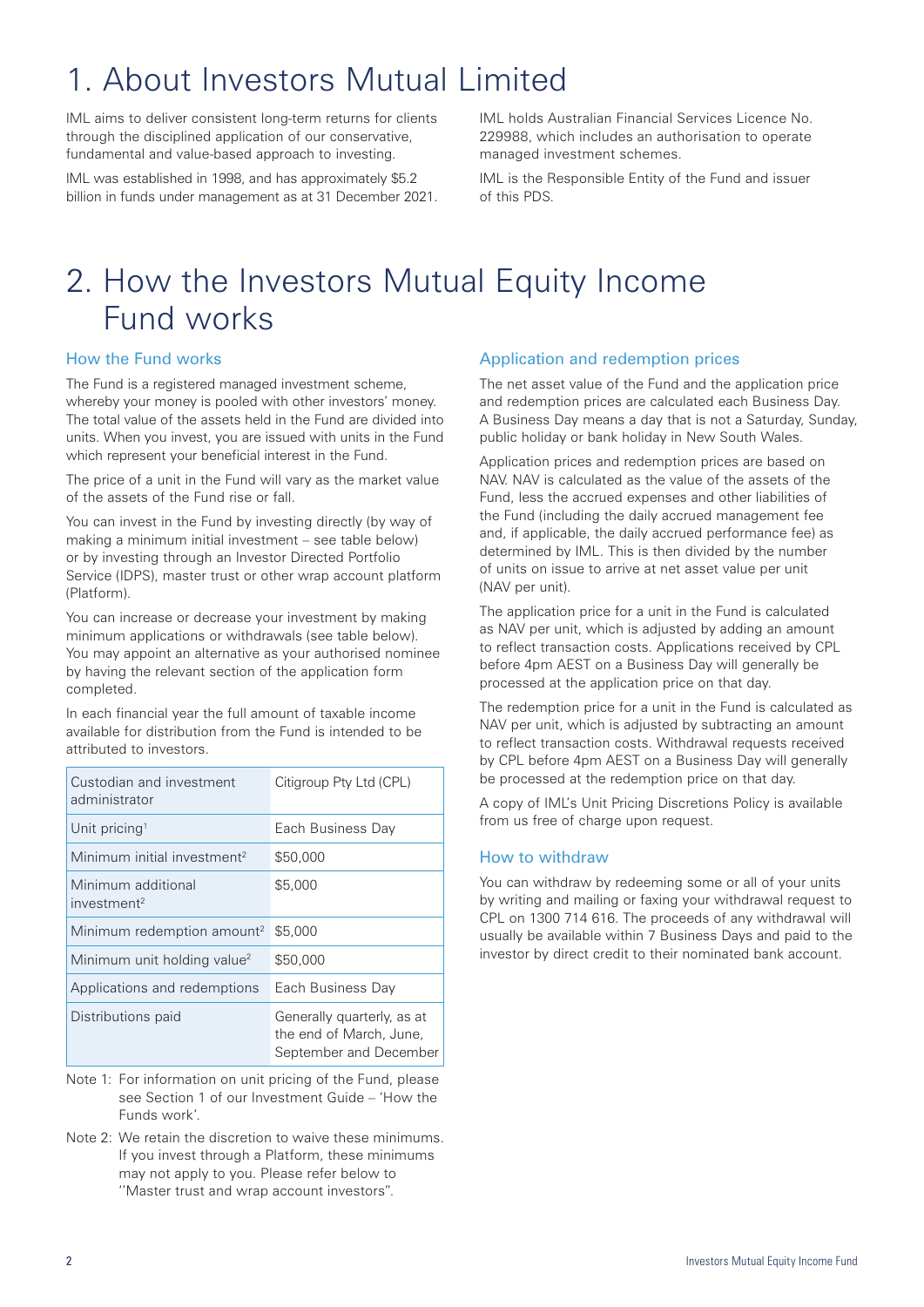# 1. About Investors Mutual Limited

IML aims to deliver consistent long-term returns for clients through the disciplined application of our conservative, fundamental and value-based approach to investing.

IML was established in 1998, and has approximately $5.2 billion in funds under management as at 31 December 2021.

IML holds Australian Financial Services Licence No. 229988, which includes an authorisation to operate managed investment schemes.

IML is the Responsible Entity of the Fund and issuer of this PDS.

# 2. How the Investors Mutual Equity Income Fund works

## How the Fund works

The Fund is a registered managed investment scheme, whereby your money is pooled with other investors' money. The total value of the assets held in the Fund are divided into units. When you invest, you are issued with units in the Fund which represent your beneficial interest in the Fund.

The price of a unit in the Fund will vary as the market value of the assets of the Fund rise or fall.

You can invest in the Fund by investing directly (by way of making a minimum initial investment – see table below) or by investing through an Investor Directed Portfolio Service (IDPS), master trust or other wrap account platform (Platform).

You can increase or decrease your investment by making minimum applications or withdrawals (see table below). You may appoint an alternative as your authorised nominee by having the relevant section of the application form completed.

In each financial year the full amount of taxable income available for distribution from the Fund is intended to be attributed to investors.

| Custodian and investment administrator | Citigroup Pty Ltd (CPL) |
|---|---|
| Unit pricing[1] | Each Business Day |
| Minimum initial investment[2] | $50,000 |
| Minimum additional investment[2] | $5,000 |
| Minimum redemption amount[2] | $5,000 |
| Minimum unit holding value[2] | $50,000 |
| Applications and redemptions | Each Business Day |
| Distributions paid | Generally quarterly, as at the end of March, June, September and December |

Note 1: For information on unit pricing of the Fund, please see Section 1 of our Investment Guide – 'How the Funds work'.

Note 2: We retain the discretion to waive these minimums. If you invest through a Platform, these minimums may not apply to you. Please refer below to ''Master trust and wrap account investors''.

## Application and redemption prices

The net asset value of the Fund and the application price and redemption prices are calculated each Business Day. A Business Day means a day that is not a Saturday, Sunday, public holiday or bank holiday in New South Wales.

Application prices and redemption prices are based on NAV. NAV is calculated as the value of the assets of the Fund, less the accrued expenses and other liabilities of the Fund (including the daily accrued management fee and, if applicable, the daily accrued performance fee) as determined by IML. This is then divided by the number of units on issue to arrive at net asset value per unit (NAV per unit).

The application price for a unit in the Fund is calculated as NAV per unit, which is adjusted by adding an amount to reflect transaction costs. Applications received by CPL before 4pm AEST on a Business Day will generally be processed at the application price on that day.

The redemption price for a unit in the Fund is calculated as NAV per unit, which is adjusted by subtracting an amount to reflect transaction costs. Withdrawal requests received by CPL before 4pm AEST on a Business Day will generally be processed at the redemption price on that day.

A copy of IML's Unit Pricing Discretions Policy is available from us free of charge upon request.

## How to withdraw

You can withdraw by redeeming some or all of your units by writing and mailing or faxing your withdrawal request to CPL on 1300 714 616. The proceeds of any withdrawal will usually be available within 7 Business Days and paid to the investor by direct credit to their nominated bank account.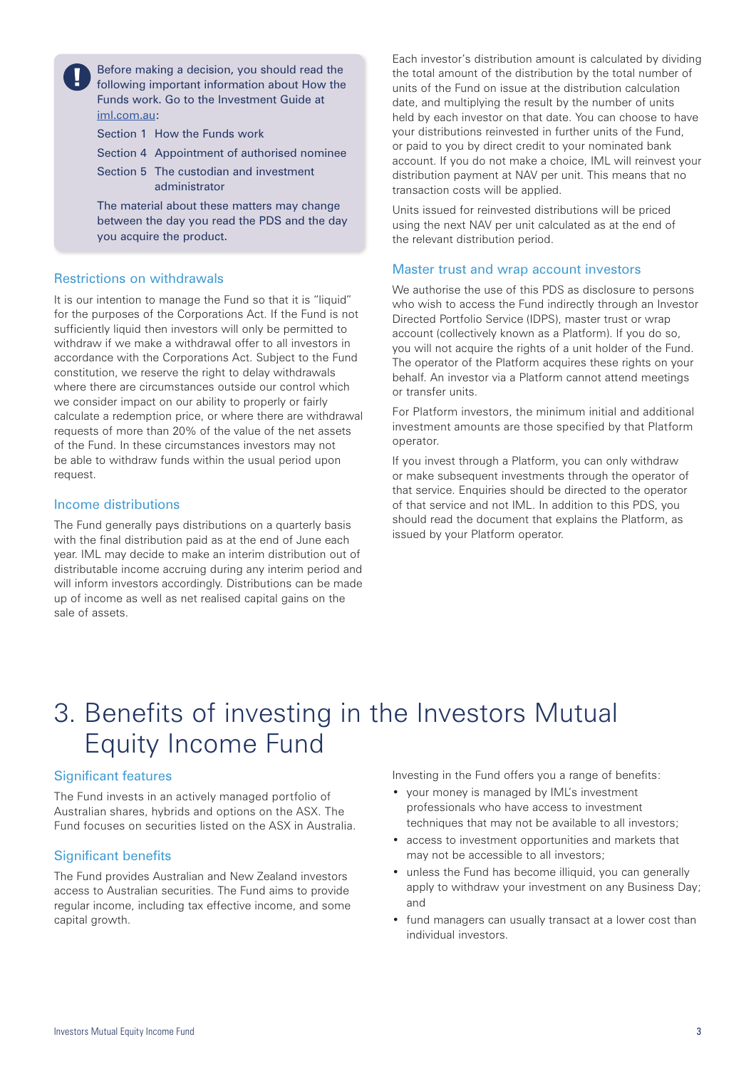Before making a decision, you should read the following important information about How the Funds work. Go to the Investment Guide at [iml.com.au](iml.com.au):

Section 1 How the Funds work

Section 4 Appointment of authorised nominee

Section 5 The custodian and investment administrator

The material about these matters may change between the day you read the PDS and the day you acquire the product.

### Restrictions on withdrawals

It is our intention to manage the Fund so that it is "liquid" for the purposes of the Corporations Act. If the Fund is not sufficiently liquid then investors will only be permitted to withdraw if we make a withdrawal offer to all investors in accordance with the Corporations Act. Subject to the Fund constitution, we reserve the right to delay withdrawals where there are circumstances outside our control which we consider impact on our ability to properly or fairly calculate a redemption price, or where there are withdrawal requests of more than 20% of the value of the net assets of the Fund. In these circumstances investors may not be able to withdraw funds within the usual period upon request.

### Income distributions

The Fund generally pays distributions on a quarterly basis with the final distribution paid as at the end of June each year. IML may decide to make an interim distribution out of distributable income accruing during any interim period and will inform investors accordingly. Distributions can be made up of income as well as net realised capital gains on the sale of assets.

Each investor's distribution amount is calculated by dividing the total amount of the distribution by the total number of units of the Fund on issue at the distribution calculation date, and multiplying the result by the number of units held by each investor on that date. You can choose to have your distributions reinvested in further units of the Fund, or paid to you by direct credit to your nominated bank account. If you do not make a choice, IML will reinvest your distribution payment at NAV per unit. This means that no transaction costs will be applied.

Units issued for reinvested distributions will be priced using the next NAV per unit calculated as at the end of the relevant distribution period.

### Master trust and wrap account investors

We authorise the use of this PDS as disclosure to persons who wish to access the Fund indirectly through an Investor Directed Portfolio Service (IDPS), master trust or wrap account (collectively known as a Platform). If you do so, you will not acquire the rights of a unit holder of the Fund. The operator of the Platform acquires these rights on your behalf. An investor via a Platform cannot attend meetings or transfer units.

For Platform investors, the minimum initial and additional investment amounts are those specified by that Platform operator.

If you invest through a Platform, you can only withdraw or make subsequent investments through the operator of that service. Enquiries should be directed to the operator of that service and not IML. In addition to this PDS, you should read the document that explains the Platform, as issued by your Platform operator.

# 3. Benefits of investing in the Investors Mutual Equity Income Fund

### Significant features

The Fund invests in an actively managed portfolio of Australian shares, hybrids and options on the ASX. The Fund focuses on securities listed on the ASX in Australia.

### Significant benefits

The Fund provides Australian and New Zealand investors access to Australian securities. The Fund aims to provide regular income, including tax effective income, and some capital growth.

Investing in the Fund offers you a range of benefits:

- your money is managed by IML's investment professionals who have access to investment techniques that may not be available to all investors;
- access to investment opportunities and markets that may not be accessible to all investors;
- unless the Fund has become illiquid, you can generally apply to withdraw your investment on any Business Day; and
- fund managers can usually transact at a lower cost than individual investors.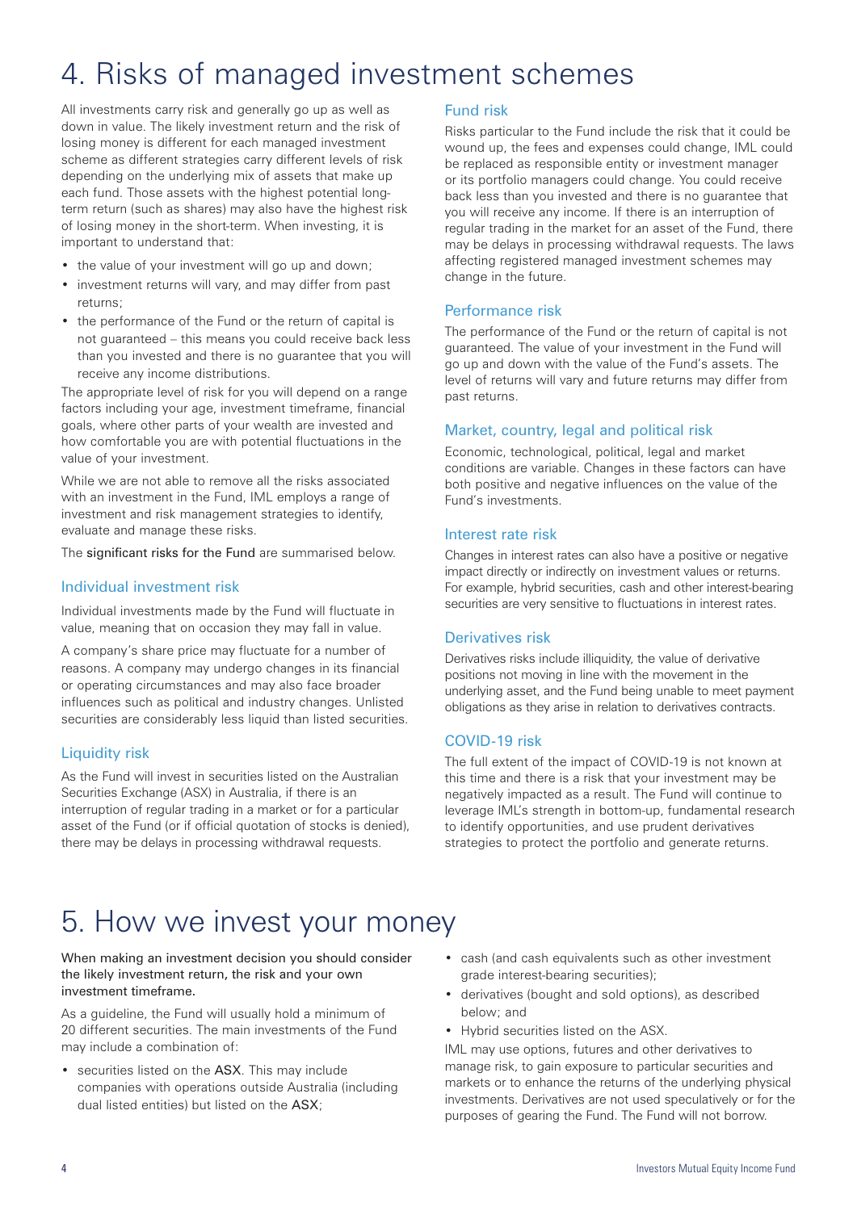# 4. Risks of managed investment schemes

All investments carry risk and generally go up as well as down in value. The likely investment return and the risk of losing money is different for each managed investment scheme as different strategies carry different levels of risk depending on the underlying mix of assets that make up each fund. Those assets with the highest potential long-term return (such as shares) may also have the highest risk of losing money in the short-term. When investing, it is important to understand that:

- the value of your investment will go up and down;
- investment returns will vary, and may differ from past returns;
- the performance of the Fund or the return of capital is not guaranteed – this means you could receive back less than you invested and there is no guarantee that you will receive any income distributions.

The appropriate level of risk for you will depend on a range factors including your age, investment timeframe, financial goals, where other parts of your wealth are invested and how comfortable you are with potential fluctuations in the value of your investment.

While we are not able to remove all the risks associated with an investment in the Fund, IML employs a range of investment and risk management strategies to identify, evaluate and manage these risks.

The significant risks for the Fund are summarised below.

### Individual investment risk

Individual investments made by the Fund will fluctuate in value, meaning that on occasion they may fall in value.

A company's share price may fluctuate for a number of reasons. A company may undergo changes in its financial or operating circumstances and may also face broader influences such as political and industry changes. Unlisted securities are considerably less liquid than listed securities.

### Liquidity risk

As the Fund will invest in securities listed on the Australian Securities Exchange (ASX) in Australia, if there is an interruption of regular trading in a market or for a particular asset of the Fund (or if official quotation of stocks is denied), there may be delays in processing withdrawal requests.

### Fund risk

Risks particular to the Fund include the risk that it could be wound up, the fees and expenses could change, IML could be replaced as responsible entity or investment manager or its portfolio managers could change. You could receive back less than you invested and there is no guarantee that you will receive any income. If there is an interruption of regular trading in the market for an asset of the Fund, there may be delays in processing withdrawal requests. The laws affecting registered managed investment schemes may change in the future.

### Performance risk

The performance of the Fund or the return of capital is not guaranteed. The value of your investment in the Fund will go up and down with the value of the Fund's assets. The level of returns will vary and future returns may differ from past returns.

### Market, country, legal and political risk

Economic, technological, political, legal and market conditions are variable. Changes in these factors can have both positive and negative influences on the value of the Fund's investments.

### Interest rate risk

Changes in interest rates can also have a positive or negative impact directly or indirectly on investment values or returns. For example, hybrid securities, cash and other interest-bearing securities are very sensitive to fluctuations in interest rates.

### Derivatives risk

Derivatives risks include illiquidity, the value of derivative positions not moving in line with the movement in the underlying asset, and the Fund being unable to meet payment obligations as they arise in relation to derivatives contracts.

### COVID-19 risk

The full extent of the impact of COVID-19 is not known at this time and there is a risk that your investment may be negatively impacted as a result. The Fund will continue to leverage IML's strength in bottom-up, fundamental research to identify opportunities, and use prudent derivatives strategies to protect the portfolio and generate returns.

# 5. How we invest your money

When making an investment decision you should consider the likely investment return, the risk and your own investment timeframe.

As a guideline, the Fund will usually hold a minimum of 20 different securities. The main investments of the Fund may include a combination of:

- securities listed on the ASX. This may include companies with operations outside Australia (including dual listed entities) but listed on the ASX;
- cash (and cash equivalents such as other investment grade interest-bearing securities);
- derivatives (bought and sold options), as described below; and
- Hybrid securities listed on the ASX.

IML may use options, futures and other derivatives to manage risk, to gain exposure to particular securities and markets or to enhance the returns of the underlying physical investments. Derivatives are not used speculatively or for the purposes of gearing the Fund. The Fund will not borrow.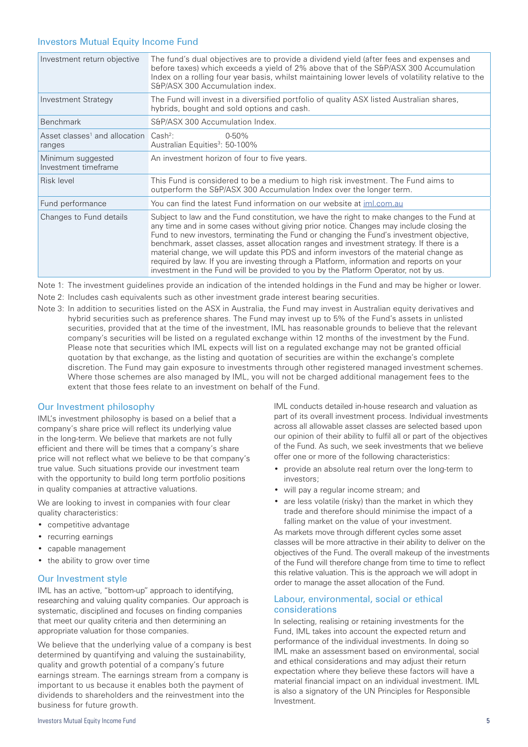## Investors Mutual Equity Income Fund

| | |
|---|---|
| Investment return objective | The fund's dual objectives are to provide a dividend yield (after fees and expenses and before taxes) which exceeds a yield of 2% above that of the S&P/ASX 300 Accumulation Index on a rolling four year basis, whilst maintaining lower levels of volatility relative to the S&P/ASX 300 Accumulation index. |
| Investment Strategy | The Fund will invest in a diversified portfolio of quality ASX listed Australian shares, hybrids, bought and sold options and cash. |
| Benchmark | S&P/ASX 300 Accumulation Index. |
| Asset classes[1] and allocation ranges | Cash[2]: 0-50%<br>Australian Equities[3]: 50-100% |
| Minimum suggested Investment timeframe | An investment horizon of four to five years. |
| Risk level | This Fund is considered to be a medium to high risk investment. The Fund aims to outperform the S&P/ASX 300 Accumulation Index over the longer term. |
| Fund performance | You can find the latest Fund information on our website at iml.com.au |
| Changes to Fund details | Subject to law and the Fund constitution, we have the right to make changes to the Fund at any time and in some cases without giving prior notice. Changes may include closing the Fund to new investors, terminating the Fund or changing the Fund's investment objective, benchmark, asset classes, asset allocation ranges and investment strategy. If there is a material change, we will update this PDS and inform investors of the material change as required by law. If you are investing through a Platform, information and reports on your investment in the Fund will be provided to you by the Platform Operator, not by us. |

Note 1: The investment guidelines provide an indication of the intended holdings in the Fund and may be higher or lower.

Note 2: Includes cash equivalents such as other investment grade interest bearing securities.

Note 3: In addition to securities listed on the ASX in Australia, the Fund may invest in Australian equity derivatives and hybrid securities such as preference shares. The Fund may invest up to 5% of the Fund's assets in unlisted securities, provided that at the time of the investment, IML has reasonable grounds to believe that the relevant company's securities will be listed on a regulated exchange within 12 months of the investment by the Fund. Please note that securities which IML expects will list on a regulated exchange may not be granted official quotation by that exchange, as the listing and quotation of securities are within the exchange's complete discretion. The Fund may gain exposure to investments through other registered managed investment schemes. Where those schemes are also managed by IML, you will not be charged additional management fees to the extent that those fees relate to an investment on behalf of the Fund.

### Our Investment philosophy

IML's investment philosophy is based on a belief that a company's share price will reflect its underlying value in the long-term. We believe that markets are not fully efficient and there will be times that a company's share price will not reflect what we believe to be that company's true value. Such situations provide our investment team with the opportunity to build long term portfolio positions in quality companies at attractive valuations.

We are looking to invest in companies with four clear quality characteristics:

- competitive advantage
- recurring earnings
- capable management
- the ability to grow over time

### Our Investment style

IML has an active, "bottom-up" approach to identifying, researching and valuing quality companies. Our approach is systematic, disciplined and focuses on finding companies that meet our quality criteria and then determining an appropriate valuation for those companies.

We believe that the underlying value of a company is best determined by quantifying and valuing the sustainability, quality and growth potential of a company's future earnings stream. The earnings stream from a company is important to us because it enables both the payment of dividends to shareholders and the reinvestment into the business for future growth.

IML conducts detailed in-house research and valuation as part of its overall investment process. Individual investments across all allowable asset classes are selected based upon our opinion of their ability to fulfil all or part of the objectives of the Fund. As such, we seek investments that we believe offer one or more of the following characteristics:

- provide an absolute real return over the long-term to investors;
- will pay a regular income stream; and
- are less volatile (risky) than the market in which they trade and therefore should minimise the impact of a falling market on the value of your investment.

As markets move through different cycles some asset classes will be more attractive in their ability to deliver on the objectives of the Fund. The overall makeup of the investments of the Fund will therefore change from time to time to reflect this relative valuation. This is the approach we will adopt in order to manage the asset allocation of the Fund.

### Labour, environmental, social or ethical considerations

In selecting, realising or retaining investments for the Fund, IML takes into account the expected return and performance of the individual investments. In doing so IML make an assessment based on environmental, social and ethical considerations and may adjust their return expectation where they believe these factors will have a material financial impact on an individual investment. IML is also a signatory of the UN Principles for Responsible Investment.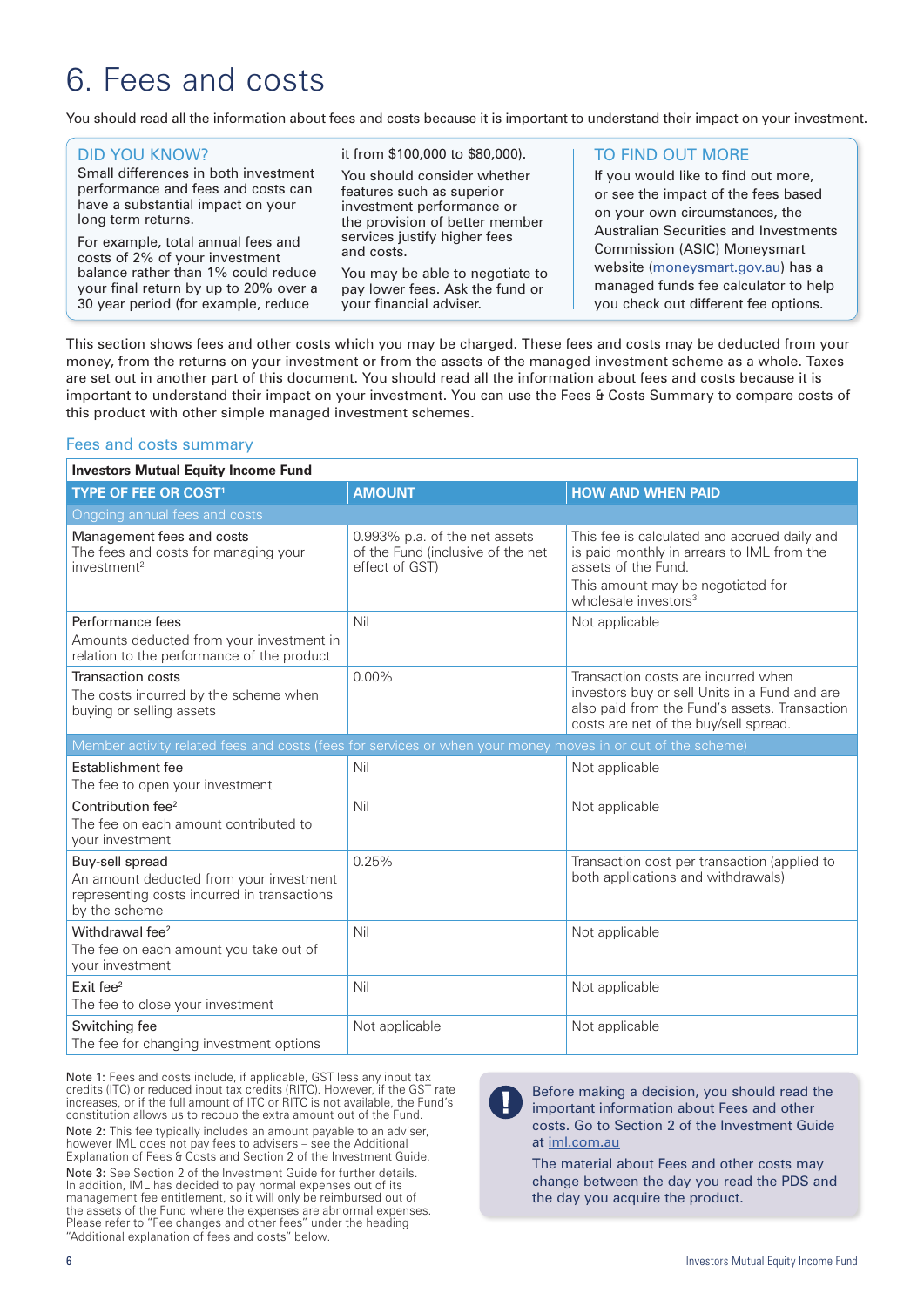# 6. Fees and costs

You should read all the information about fees and costs because it is important to understand their impact on your investment.

**DID YOU KNOW?**

Small differences in both investment performance and fees and costs can have a substantial impact on your long term returns.

For example, total annual fees and costs of 2% of your investment balance rather than 1% could reduce your final return by up to 20% over a 30 year period (for example, reduce it from $100,000 to $80,000).

You should consider whether features such as superior investment performance or the provision of better member services justify higher fees and costs.

You may be able to negotiate to pay lower fees. Ask the fund or your financial adviser.

**TO FIND OUT MORE**

If you would like to find out more, or see the impact of the fees based on your own circumstances, the Australian Securities and Investments Commission (ASIC) Moneysmart website (moneysmart.gov.au) has a managed funds fee calculator to help you check out different fee options.

This section shows fees and other costs which you may be charged. These fees and costs may be deducted from your money, from the returns on your investment or from the assets of the managed investment scheme as a whole. Taxes are set out in another part of this document. You should read all the information about fees and costs because it is important to understand their impact on your investment. You can use the Fees & Costs Summary to compare costs of this product with other simple managed investment schemes.

## Fees and costs summary

| **Investors Mutual Equity Income Fund** | | |
|---|---|---|
| **TYPE OF FEE OR COST[1]** | **AMOUNT** | **HOW AND WHEN PAID** |
| Ongoing annual fees and costs | | |
| Management fees and costs<br>The fees and costs for managing your investment[2] | 0.993% p.a. of the net assets of the Fund (inclusive of the net effect of GST) | This fee is calculated and accrued daily and is paid monthly in arrears to IML from the assets of the Fund.<br>This amount may be negotiated for wholesale investors[3] |
| Performance fees<br>Amounts deducted from your investment in relation to the performance of the product | Nil | Not applicable |
| Transaction costs<br>The costs incurred by the scheme when buying or selling assets | 0.00% | Transaction costs are incurred when investors buy or sell Units in a Fund and are also paid from the Fund's assets. Transaction costs are net of the buy/sell spread. |
| Member activity related fees and costs (fees for services or when your money moves in or out of the scheme) | | |
| Establishment fee<br>The fee to open your investment | Nil | Not applicable |
| Contribution fee[2]<br>The fee on each amount contributed to your investment | Nil | Not applicable |
| Buy-sell spread<br>An amount deducted from your investment representing costs incurred in transactions by the scheme | 0.25% | Transaction cost per transaction (applied to both applications and withdrawals) |
| Withdrawal fee[2]<br>The fee on each amount you take out of your investment | Nil | Not applicable |
| Exit fee[2]<br>The fee to close your investment | Nil | Not applicable |
| Switching fee<br>The fee for changing investment options | Not applicable | Not applicable |

Note 1: Fees and costs include, if applicable, GST less any input tax credits (ITC) or reduced input tax credits (RITC). However, if the GST rate increases, or if the full amount of ITC or RITC is not available, the Fund's constitution allows us to recoup the extra amount out of the Fund.

Note 2: This fee typically includes an amount payable to an adviser, however IML does not pay fees to advisers – see the Additional Explanation of Fees & Costs and Section 2 of the Investment Guide.

Note 3: See Section 2 of the Investment Guide for further details. In addition, IML has decided to pay normal expenses out of its management fee entitlement, so it will only be reimbursed out of the assets of the Fund where the expenses are abnormal expenses. Please refer to "Fee changes and other fees" under the heading "Additional explanation of fees and costs" below.

Before making a decision, you should read the important information about Fees and other costs. Go to Section 2 of the Investment Guide at iml.com.au

The material about Fees and other costs may change between the day you read the PDS and the day you acquire the product.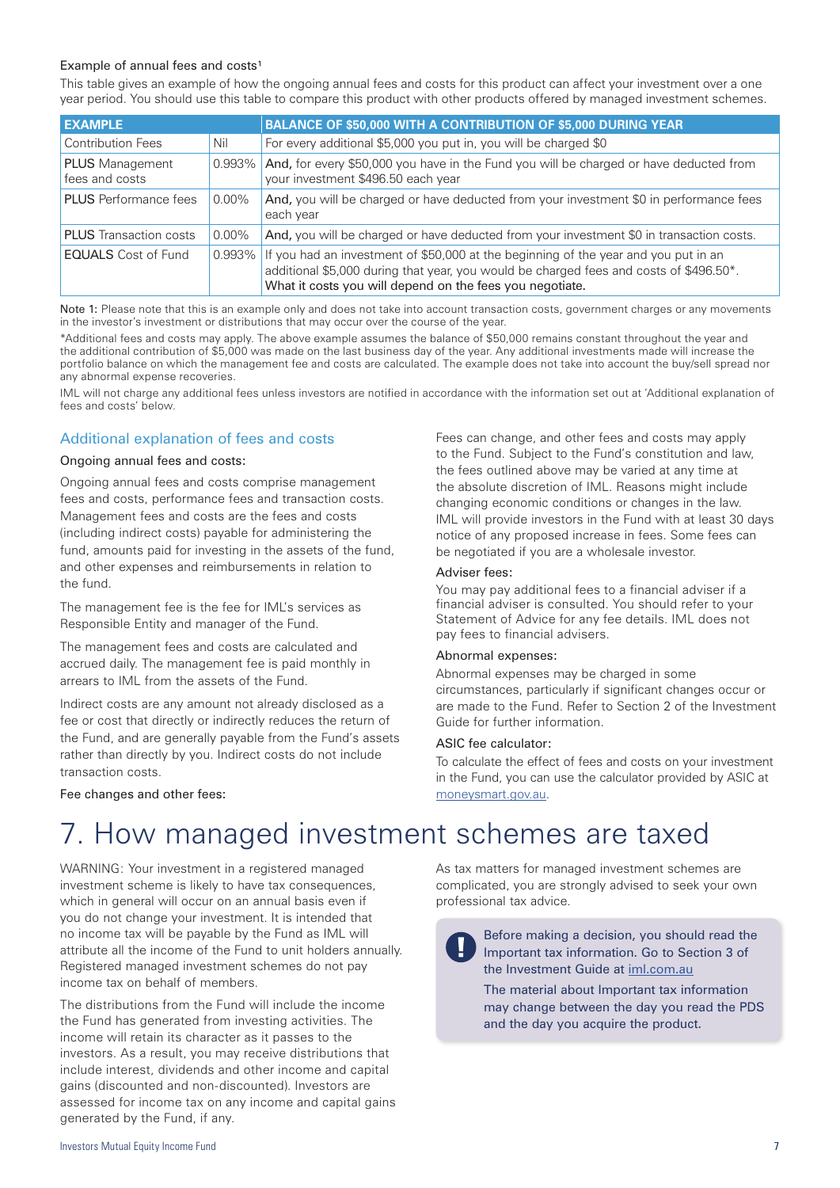Example of annual fees and costs[1]

This table gives an example of how the ongoing annual fees and costs for this product can affect your investment over a one year period. You should use this table to compare this product with other products offered by managed investment schemes.

| EXAMPLE | | BALANCE OF $50,000 WITH A CONTRIBUTION OF $5,000 DURING YEAR |
|---|---|---|
| Contribution Fees | Nil | For every additional $5,000 you put in, you will be charged $0 |
| **PLUS** Management fees and costs | 0.993% | **And,** for every $50,000 you have in the Fund you will be charged or have deducted from your investment $496.50 each year |
| **PLUS** Performance fees | 0.00% | **And,** you will be charged or have deducted from your investment $0 in performance fees each year |
| **PLUS** Transaction costs | 0.00% | **And,** you will be charged or have deducted from your investment $0 in transaction costs. |
| **EQUALS** Cost of Fund | 0.993% | If you had an investment of $50,000 at the beginning of the year and you put in an additional $5,000 during that year, you would be charged fees and costs of $496.50*. What it costs you will depend on the fees you negotiate. |

Note 1: Please note that this is an example only and does not take into account transaction costs, government charges or any movements in the investor's investment or distributions that may occur over the course of the year.

*Additional fees and costs may apply. The above example assumes the balance of $50,000 remains constant throughout the year and the additional contribution of $5,000 was made on the last business day of the year. Any additional investments made will increase the portfolio balance on which the management fee and costs are calculated. The example does not take into account the buy/sell spread nor any abnormal expense recoveries.

IML will not charge any additional fees unless investors are notified in accordance with the information set out at 'Additional explanation of fees and costs' below.

## Additional explanation of fees and costs

### Ongoing annual fees and costs:

Ongoing annual fees and costs comprise management fees and costs, performance fees and transaction costs. Management fees and costs are the fees and costs (including indirect costs) payable for administering the fund, amounts paid for investing in the assets of the fund, and other expenses and reimbursements in relation to the fund.

The management fee is the fee for IML's services as Responsible Entity and manager of the Fund.

The management fees and costs are calculated and accrued daily. The management fee is paid monthly in arrears to IML from the assets of the Fund.

Indirect costs are any amount not already disclosed as a fee or cost that directly or indirectly reduces the return of the Fund, and are generally payable from the Fund's assets rather than directly by you. Indirect costs do not include transaction costs.

### Fee changes and other fees:

Fees can change, and other fees and costs may apply to the Fund. Subject to the Fund's constitution and law, the fees outlined above may be varied at any time at the absolute discretion of IML. Reasons might include changing economic conditions or changes in the law. IML will provide investors in the Fund with at least 30 days notice of any proposed increase in fees. Some fees can be negotiated if you are a wholesale investor.

### Adviser fees:

You may pay additional fees to a financial adviser if a financial adviser is consulted. You should refer to your Statement of Advice for any fee details. IML does not pay fees to financial advisers.

### Abnormal expenses:

Abnormal expenses may be charged in some circumstances, particularly if significant changes occur or are made to the Fund. Refer to Section 2 of the Investment Guide for further information.

### ASIC fee calculator:

To calculate the effect of fees and costs on your investment in the Fund, you can use the calculator provided by ASIC at moneysmart.gov.au.

# 7. How managed investment schemes are taxed

WARNING: Your investment in a registered managed investment scheme is likely to have tax consequences, which in general will occur on an annual basis even if you do not change your investment. It is intended that no income tax will be payable by the Fund as IML will attribute all the income of the Fund to unit holders annually. Registered managed investment schemes do not pay income tax on behalf of members.

The distributions from the Fund will include the income the Fund has generated from investing activities. The income will retain its character as it passes to the investors. As a result, you may receive distributions that include interest, dividends and other income and capital gains (discounted and non-discounted). Investors are assessed for income tax on any income and capital gains generated by the Fund, if any.

As tax matters for managed investment schemes are complicated, you are strongly advised to seek your own professional tax advice.

> **!** Before making a decision, you should read the Important tax information. Go to Section 3 of the Investment Guide at iml.com.au
>
> The material about Important tax information may change between the day you read the PDS and the day you acquire the product.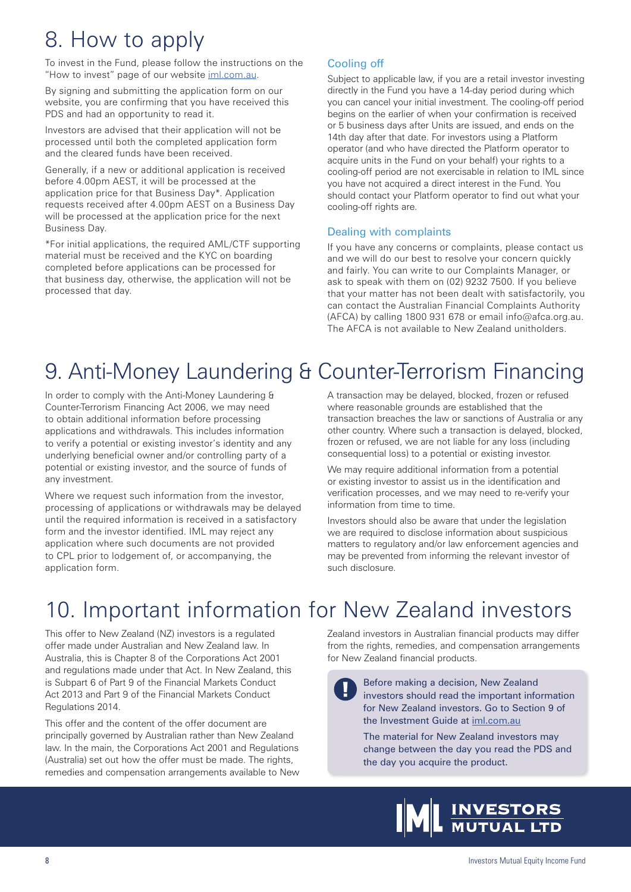# 8. How to apply

To invest in the Fund, please follow the instructions on the "How to invest" page of our website iml.com.au.

By signing and submitting the application form on our website, you are confirming that you have received this PDS and had an opportunity to read it.

Investors are advised that their application will not be processed until both the completed application form and the cleared funds have been received.

Generally, if a new or additional application is received before 4.00pm AEST, it will be processed at the application price for that Business Day*. Application requests received after 4.00pm AEST on a Business Day will be processed at the application price for the next Business Day.

*For initial applications, the required AML/CTF supporting material must be received and the KYC on boarding completed before applications can be processed for that business day, otherwise, the application will not be processed that day.

## Cooling off

Subject to applicable law, if you are a retail investor investing directly in the Fund you have a 14-day period during which you can cancel your initial investment. The cooling-off period begins on the earlier of when your confirmation is received or 5 business days after Units are issued, and ends on the 14th day after that date. For investors using a Platform operator (and who have directed the Platform operator to acquire units in the Fund on your behalf) your rights to a cooling-off period are not exercisable in relation to IML since you have not acquired a direct interest in the Fund. You should contact your Platform operator to find out what your cooling-off rights are.

## Dealing with complaints

If you have any concerns or complaints, please contact us and we will do our best to resolve your concern quickly and fairly. You can write to our Complaints Manager, or ask to speak with them on (02) 9232 7500. If you believe that your matter has not been dealt with satisfactorily, you can contact the Australian Financial Complaints Authority (AFCA) by calling 1800 931 678 or email info@afca.org.au. The AFCA is not available to New Zealand unitholders.

# 9. Anti-Money Laundering & Counter-Terrorism Financing

In order to comply with the Anti-Money Laundering & Counter-Terrorism Financing Act 2006, we may need to obtain additional information before processing applications and withdrawals. This includes information to verify a potential or existing investor's identity and any underlying beneficial owner and/or controlling party of a potential or existing investor, and the source of funds of any investment.

Where we request such information from the investor, processing of applications or withdrawals may be delayed until the required information is received in a satisfactory form and the investor identified. IML may reject any application where such documents are not provided to CPL prior to lodgement of, or accompanying, the application form.

A transaction may be delayed, blocked, frozen or refused where reasonable grounds are established that the transaction breaches the law or sanctions of Australia or any other country. Where such a transaction is delayed, blocked, frozen or refused, we are not liable for any loss (including consequential loss) to a potential or existing investor.

We may require additional information from a potential or existing investor to assist us in the identification and verification processes, and we may need to re-verify your information from time to time.

Investors should also be aware that under the legislation we are required to disclose information about suspicious matters to regulatory and/or law enforcement agencies and may be prevented from informing the relevant investor of such disclosure.

# 10. Important information for New Zealand investors

This offer to New Zealand (NZ) investors is a regulated offer made under Australian and New Zealand law. In Australia, this is Chapter 8 of the Corporations Act 2001 and regulations made under that Act. In New Zealand, this is Subpart 6 of Part 9 of the Financial Markets Conduct Act 2013 and Part 9 of the Financial Markets Conduct Regulations 2014.

This offer and the content of the offer document are principally governed by Australian rather than New Zealand law. In the main, the Corporations Act 2001 and Regulations (Australia) set out how the offer must be made. The rights, remedies and compensation arrangements available to New Zealand investors in Australian financial products may differ from the rights, remedies, and compensation arrangements for New Zealand financial products.

> **!** Before making a decision, New Zealand investors should read the important information for New Zealand investors. Go to Section 9 of the Investment Guide at iml.com.au
>
> The material for New Zealand investors may change between the day you read the PDS and the day you acquire the product.

INVESTORS MUTUAL LTD